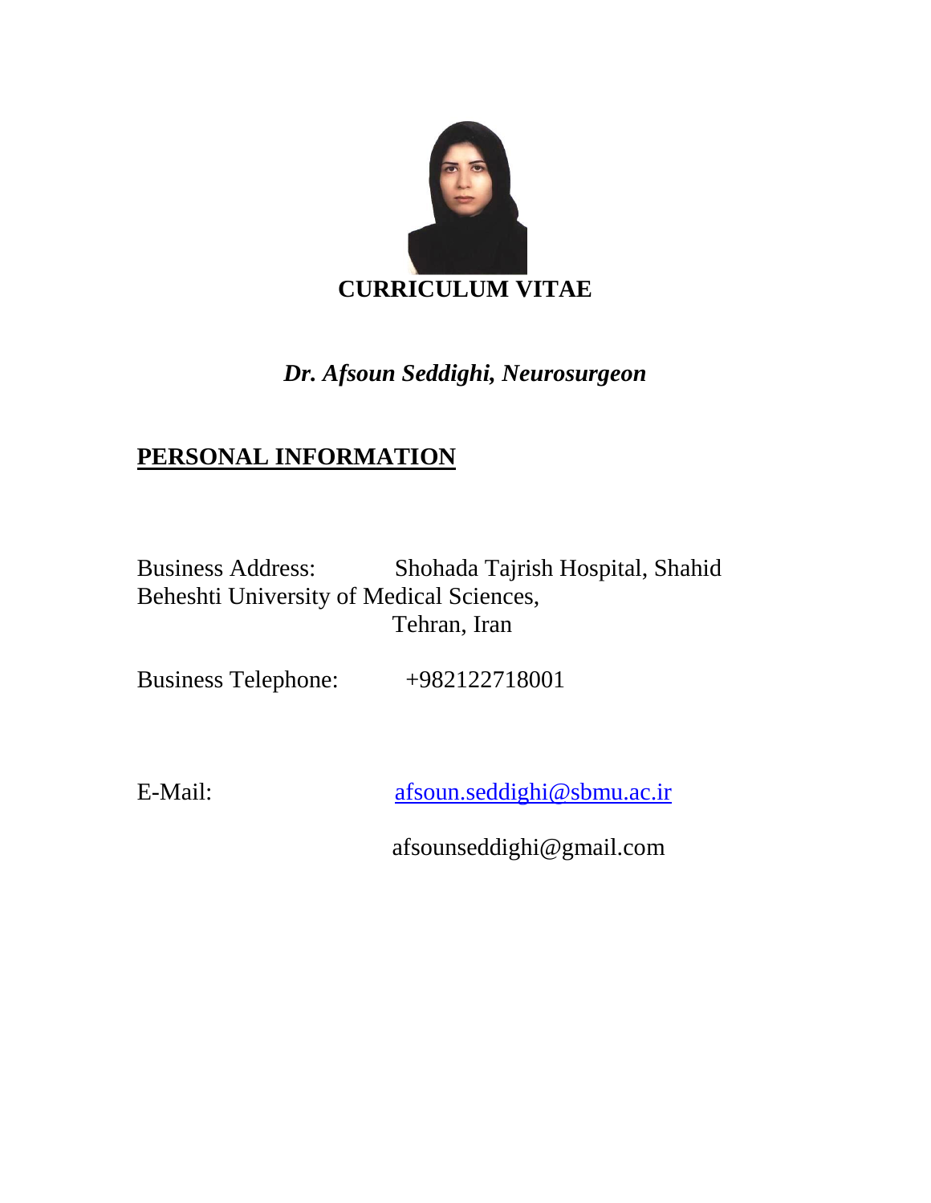# CURRICULUM VITAE

***Dr. Afsoun Seddighi, Neurosurgeon***

## PERSONAL INFORMATION

Business Address: Shohada Tajrish Hospital, Shahid Beheshti University of Medical Sciences, Tehran, Iran

Business Telephone: +982122718001

E-Mail: afsoun.seddighi@sbmu.ac.ir

afsounseddighi@gmail.com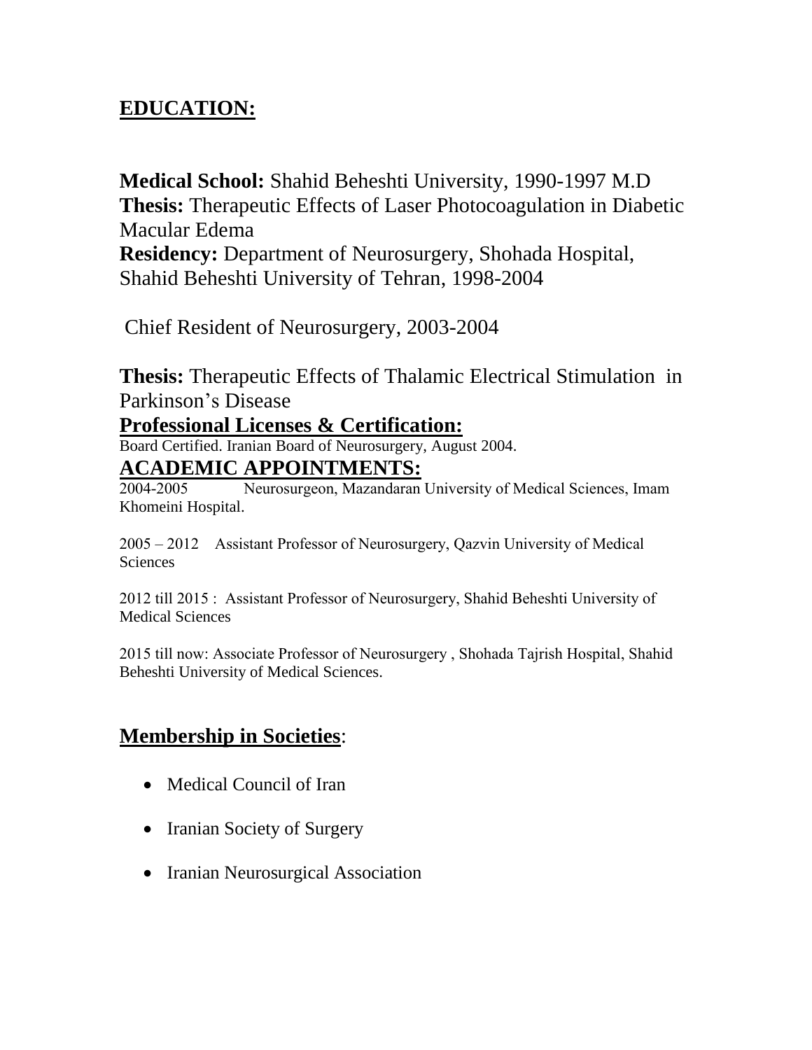## EDUCATION:

**Medical School:** Shahid Beheshti University, 1990-1997 M.D
**Thesis:** Therapeutic Effects of Laser Photocoagulation in Diabetic Macular Edema
**Residency:** Department of Neurosurgery, Shohada Hospital, Shahid Beheshti University of Tehran, 1998-2004

Chief Resident of Neurosurgery, 2003-2004

**Thesis:** Therapeutic Effects of Thalamic Electrical Stimulation in Parkinson's Disease

## Professional Licenses & Certification:

Board Certified. Iranian Board of Neurosurgery, August 2004.

## ACADEMIC APPOINTMENTS:

2004-2005 Neurosurgeon, Mazandaran University of Medical Sciences, Imam Khomeini Hospital.

2005 – 2012 Assistant Professor of Neurosurgery, Qazvin University of Medical Sciences

2012 till 2015 : Assistant Professor of Neurosurgery, Shahid Beheshti University of Medical Sciences

2015 till now: Associate Professor of Neurosurgery , Shohada Tajrish Hospital, Shahid Beheshti University of Medical Sciences.

## Membership in Societies:

- Medical Council of Iran
- Iranian Society of Surgery
- Iranian Neurosurgical Association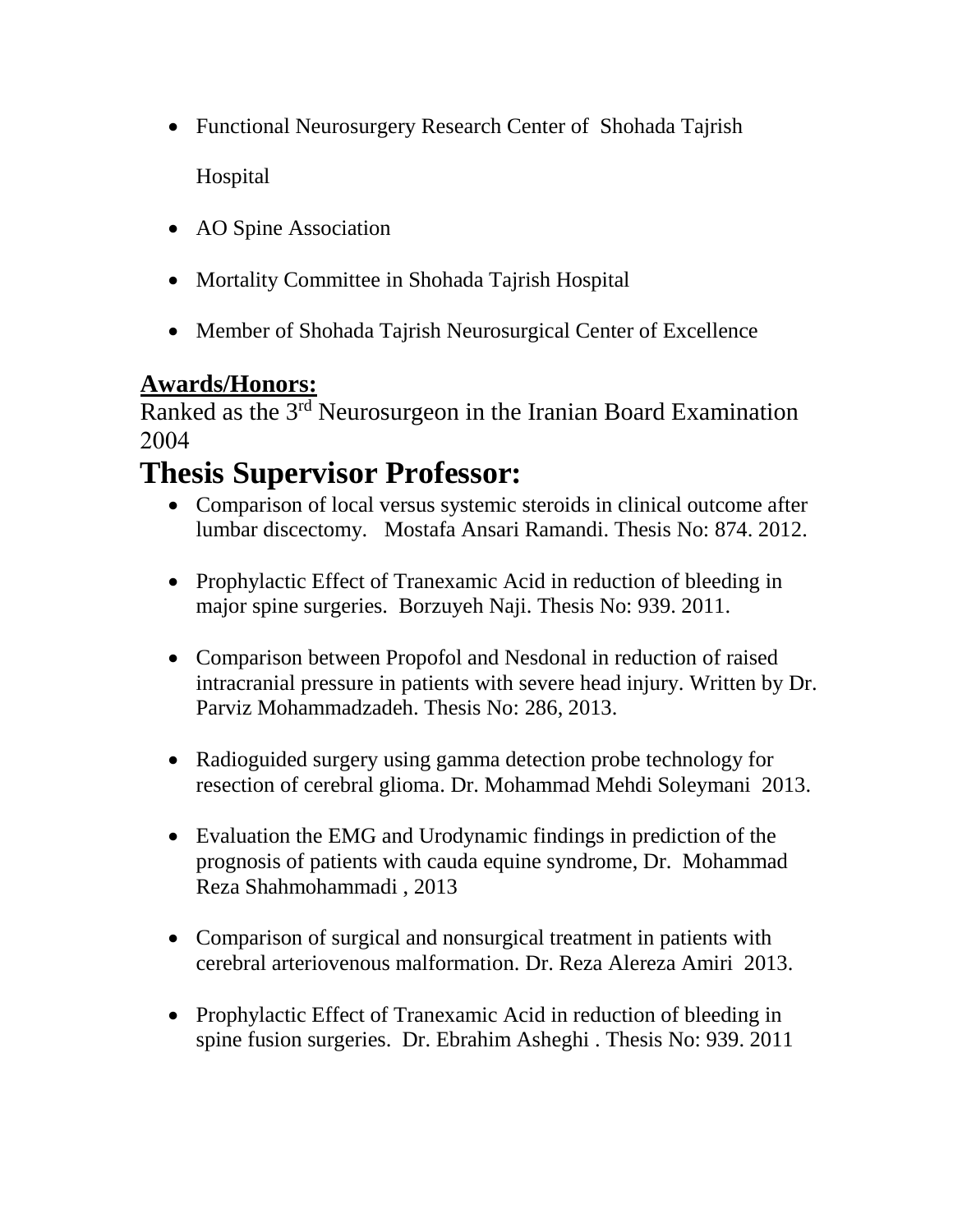- Functional Neurosurgery Research Center of Shohada Tajrish Hospital
- AO Spine Association
- Mortality Committee in Shohada Tajrish Hospital
- Member of Shohada Tajrish Neurosurgical Center of Excellence

**Awards/Honors:**

Ranked as the 3rd Neurosurgeon in the Iranian Board Examination 2004

# Thesis Supervisor Professor:

- Comparison of local versus systemic steroids in clinical outcome after lumbar discectomy. Mostafa Ansari Ramandi. Thesis No: 874. 2012.
- Prophylactic Effect of Tranexamic Acid in reduction of bleeding in major spine surgeries. Borzuyeh Naji. Thesis No: 939. 2011.
- Comparison between Propofol and Nesdonal in reduction of raised intracranial pressure in patients with severe head injury. Written by Dr. Parviz Mohammadzadeh. Thesis No: 286, 2013.
- Radioguided surgery using gamma detection probe technology for resection of cerebral glioma. Dr. Mohammad Mehdi Soleymani 2013.
- Evaluation the EMG and Urodynamic findings in prediction of the prognosis of patients with cauda equine syndrome, Dr. Mohammad Reza Shahmohammadi , 2013
- Comparison of surgical and nonsurgical treatment in patients with cerebral arteriovenous malformation. Dr. Reza Alereza Amiri 2013.
- Prophylactic Effect of Tranexamic Acid in reduction of bleeding in spine fusion surgeries. Dr. Ebrahim Asheghi . Thesis No: 939. 2011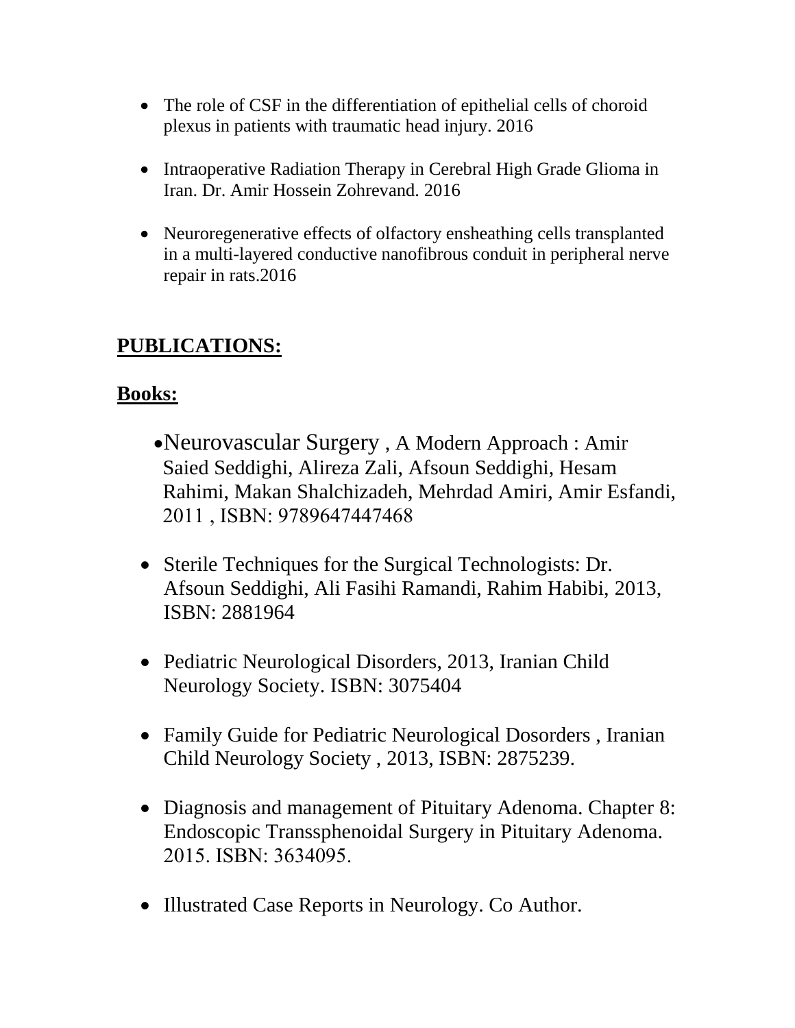- The role of CSF in the differentiation of epithelial cells of choroid plexus in patients with traumatic head injury. 2016

- Intraoperative Radiation Therapy in Cerebral High Grade Glioma in Iran. Dr. Amir Hossein Zohrevand. 2016

- Neuroregenerative effects of olfactory ensheathing cells transplanted in a multi-layered conductive nanofibrous conduit in peripheral nerve repair in rats.2016

## **PUBLICATIONS:**

### **Books:**

- Neurovascular Surgery , A Modern Approach : Amir Saied Seddighi, Alireza Zali, Afsoun Seddighi, Hesam Rahimi, Makan Shalchizadeh, Mehrdad Amiri, Amir Esfandi, 2011 , ISBN: 9789647447468

- Sterile Techniques for the Surgical Technologists: Dr. Afsoun Seddighi, Ali Fasihi Ramandi, Rahim Habibi, 2013, ISBN: 2881964

- Pediatric Neurological Disorders, 2013, Iranian Child Neurology Society. ISBN: 3075404

- Family Guide for Pediatric Neurological Dosorders , Iranian Child Neurology Society , 2013, ISBN: 2875239.

- Diagnosis and management of Pituitary Adenoma. Chapter 8: Endoscopic Transsphenoidal Surgery in Pituitary Adenoma. 2015. ISBN: 3634095.

- Illustrated Case Reports in Neurology. Co Author.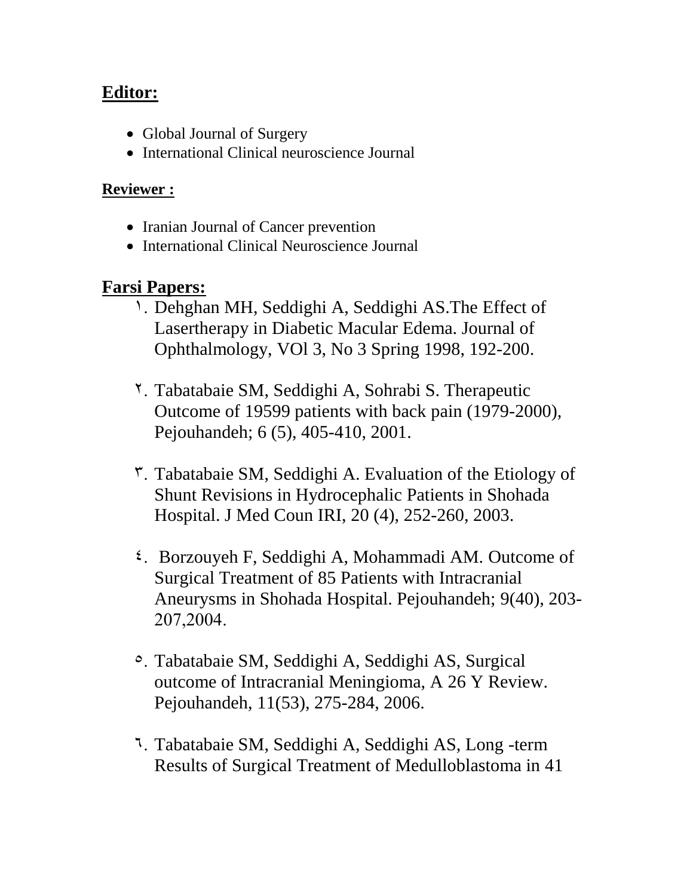## Editor:

- Global Journal of Surgery
- International Clinical neuroscience Journal

### Reviewer :

- Iranian Journal of Cancer prevention
- International Clinical Neuroscience Journal

## Farsi Papers:

١. Dehghan MH, Seddighi A, Seddighi AS.The Effect of Lasertherapy in Diabetic Macular Edema. Journal of Ophthalmology, VOl 3, No 3 Spring 1998, 192-200.

٢. Tabatabaie SM, Seddighi A, Sohrabi S. Therapeutic Outcome of 19599 patients with back pain (1979-2000), Pejouhandeh; 6 (5), 405-410, 2001.

٣. Tabatabaie SM, Seddighi A. Evaluation of the Etiology of Shunt Revisions in Hydrocephalic Patients in Shohada Hospital. J Med Coun IRI, 20 (4), 252-260, 2003.

٤. Borzouyeh F, Seddighi A, Mohammadi AM. Outcome of Surgical Treatment of 85 Patients with Intracranial Aneurysms in Shohada Hospital. Pejouhandeh; 9(40), 203-207,2004.

٥. Tabatabaie SM, Seddighi A, Seddighi AS, Surgical outcome of Intracranial Meningioma, A 26 Y Review. Pejouhandeh, 11(53), 275-284, 2006.

٦. Tabatabaie SM, Seddighi A, Seddighi AS, Long -term Results of Surgical Treatment of Medulloblastoma in 41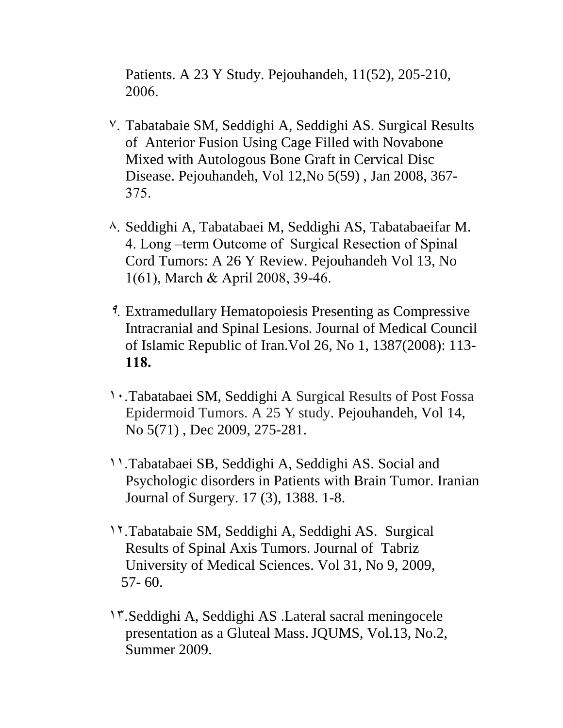Patients. A 23 Y Study. Pejouhandeh, 11(52), 205-210, 2006.

٧. Tabatabaie SM, Seddighi A, Seddighi AS. Surgical Results of Anterior Fusion Using Cage Filled with Novabone Mixed with Autologous Bone Graft in Cervical Disc Disease. Pejouhandeh, Vol 12,No 5(59) , Jan 2008, 367-375.

٨. Seddighi A, Tabatabaei M, Seddighi AS, Tabatabaeifar M. 4. Long –term Outcome of Surgical Resection of Spinal Cord Tumors: A 26 Y Review. Pejouhandeh Vol 13, No 1(61), March & April 2008, 39-46.

٩. Extramedullary Hematopoiesis Presenting as Compressive Intracranial and Spinal Lesions. Journal of Medical Council of Islamic Republic of Iran.Vol 26, No 1, 1387(2008): 113-**118.**

١٠.Tabatabaei SM, Seddighi A Surgical Results of Post Fossa Epidermoid Tumors. A 25 Y study. Pejouhandeh, Vol 14, No 5(71) , Dec 2009, 275-281.

١١.Tabatabaei SB, Seddighi A, Seddighi AS. Social and Psychologic disorders in Patients with Brain Tumor. Iranian Journal of Surgery. 17 (3), 1388. 1-8.

١٢.Tabatabaie SM, Seddighi A, Seddighi AS. Surgical Results of Spinal Axis Tumors. Journal of Tabriz University of Medical Sciences. Vol 31, No 9, 2009, 57- 60.

١٣.Seddighi A, Seddighi AS .Lateral sacral meningocele presentation as a Gluteal Mass. JQUMS, Vol.13, No.2, Summer 2009.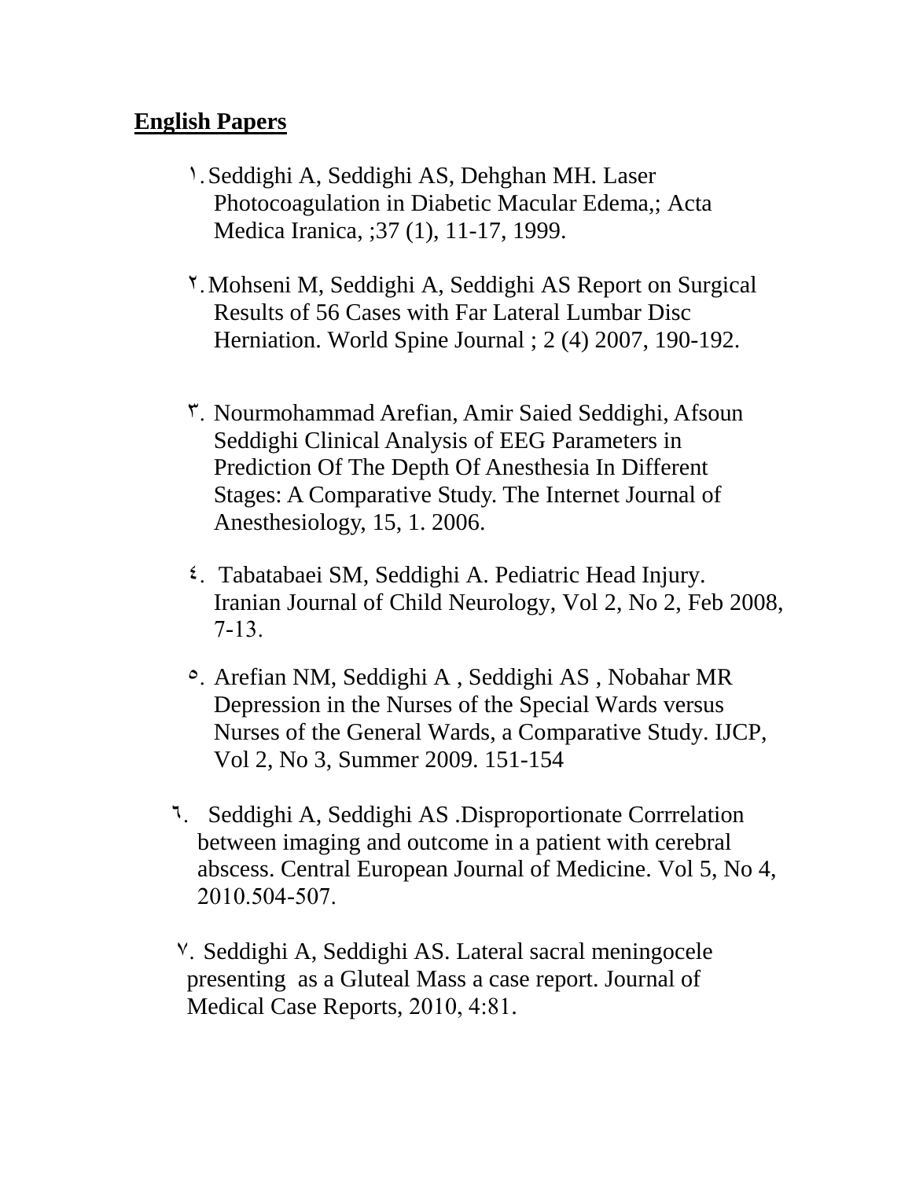## English Papers

١. Seddighi A, Seddighi AS, Dehghan MH. Laser Photocoagulation in Diabetic Macular Edema,; Acta Medica Iranica, ;37 (1), 11-17, 1999.

٢. Mohseni M, Seddighi A, Seddighi AS Report on Surgical Results of 56 Cases with Far Lateral Lumbar Disc Herniation. World Spine Journal ; 2 (4) 2007, 190-192.

٣. Nourmohammad Arefian, Amir Saied Seddighi, Afsoun Seddighi Clinical Analysis of EEG Parameters in Prediction Of The Depth Of Anesthesia In Different Stages: A Comparative Study. The Internet Journal of Anesthesiology, 15, 1. 2006.

٤. Tabatabaei SM, Seddighi A. Pediatric Head Injury. Iranian Journal of Child Neurology, Vol 2, No 2, Feb 2008, 7-13.

٥. Arefian NM, Seddighi A , Seddighi AS , Nobahar MR Depression in the Nurses of the Special Wards versus Nurses of the General Wards, a Comparative Study. IJCP, Vol 2, No 3, Summer 2009. 151-154

٦. Seddighi A, Seddighi AS .Disproportionate Corrrelation between imaging and outcome in a patient with cerebral abscess. Central European Journal of Medicine. Vol 5, No 4, 2010.504-507.

٧. Seddighi A, Seddighi AS. Lateral sacral meningocele presenting as a Gluteal Mass a case report. Journal of Medical Case Reports, 2010, 4:81.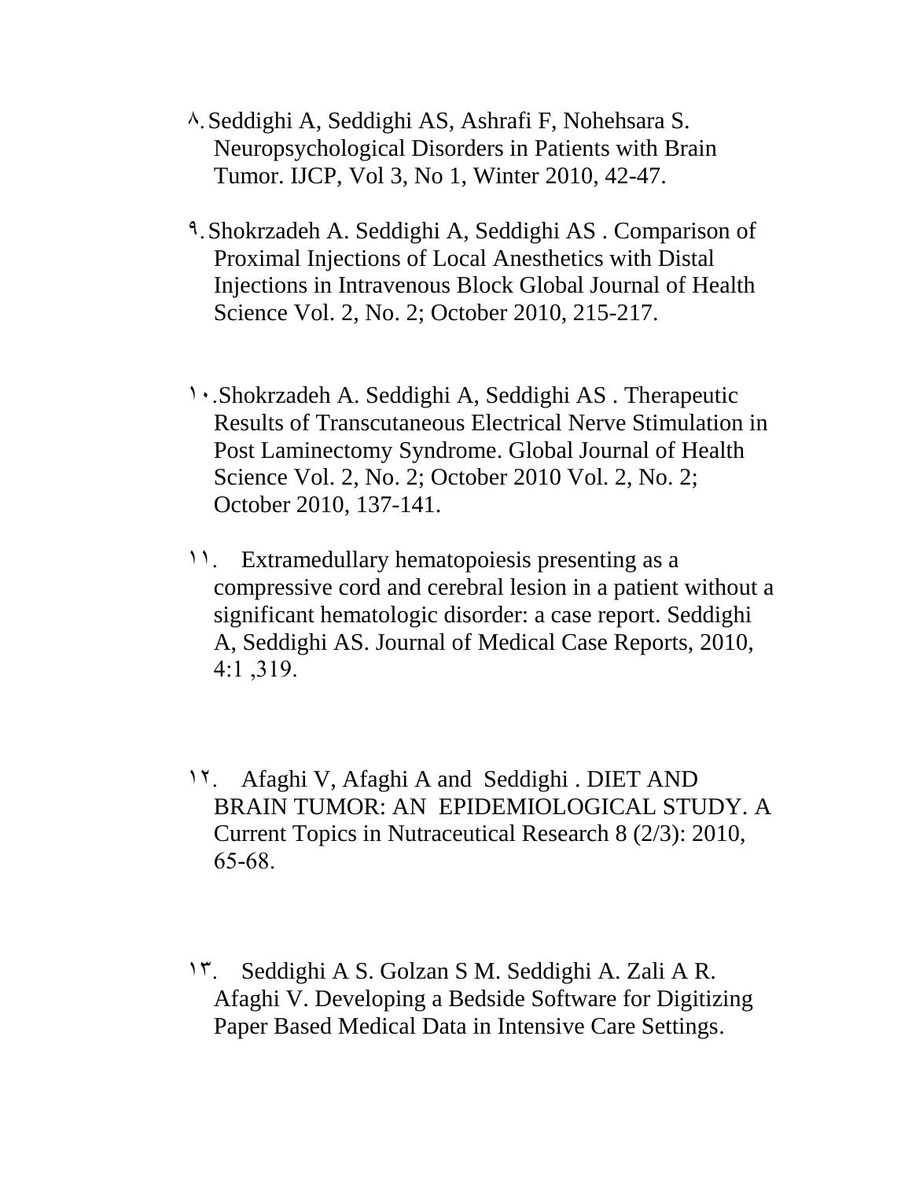٨. Seddighi A, Seddighi AS, Ashrafi F, Nohehsara S. Neuropsychological Disorders in Patients with Brain Tumor. IJCP, Vol 3, No 1, Winter 2010, 42-47.

٩. Shokrzadeh A. Seddighi A, Seddighi AS . Comparison of Proximal Injections of Local Anesthetics with Distal Injections in Intravenous Block Global Journal of Health Science Vol. 2, No. 2; October 2010, 215-217.

١٠.Shokrzadeh A. Seddighi A, Seddighi AS . Therapeutic Results of Transcutaneous Electrical Nerve Stimulation in Post Laminectomy Syndrome. Global Journal of Health Science Vol. 2, No. 2; October 2010 Vol. 2, No. 2; October 2010, 137-141.

١١. Extramedullary hematopoiesis presenting as a compressive cord and cerebral lesion in a patient without a significant hematologic disorder: a case report. Seddighi A, Seddighi AS. Journal of Medical Case Reports, 2010, 4:1 ,319.

١٢. Afaghi V, Afaghi A and Seddighi . DIET AND BRAIN TUMOR: AN EPIDEMIOLOGICAL STUDY. A Current Topics in Nutraceutical Research 8 (2/3): 2010, 65-68.

١٣. Seddighi A S. Golzan S M. Seddighi A. Zali A R. Afaghi V. Developing a Bedside Software for Digitizing Paper Based Medical Data in Intensive Care Settings.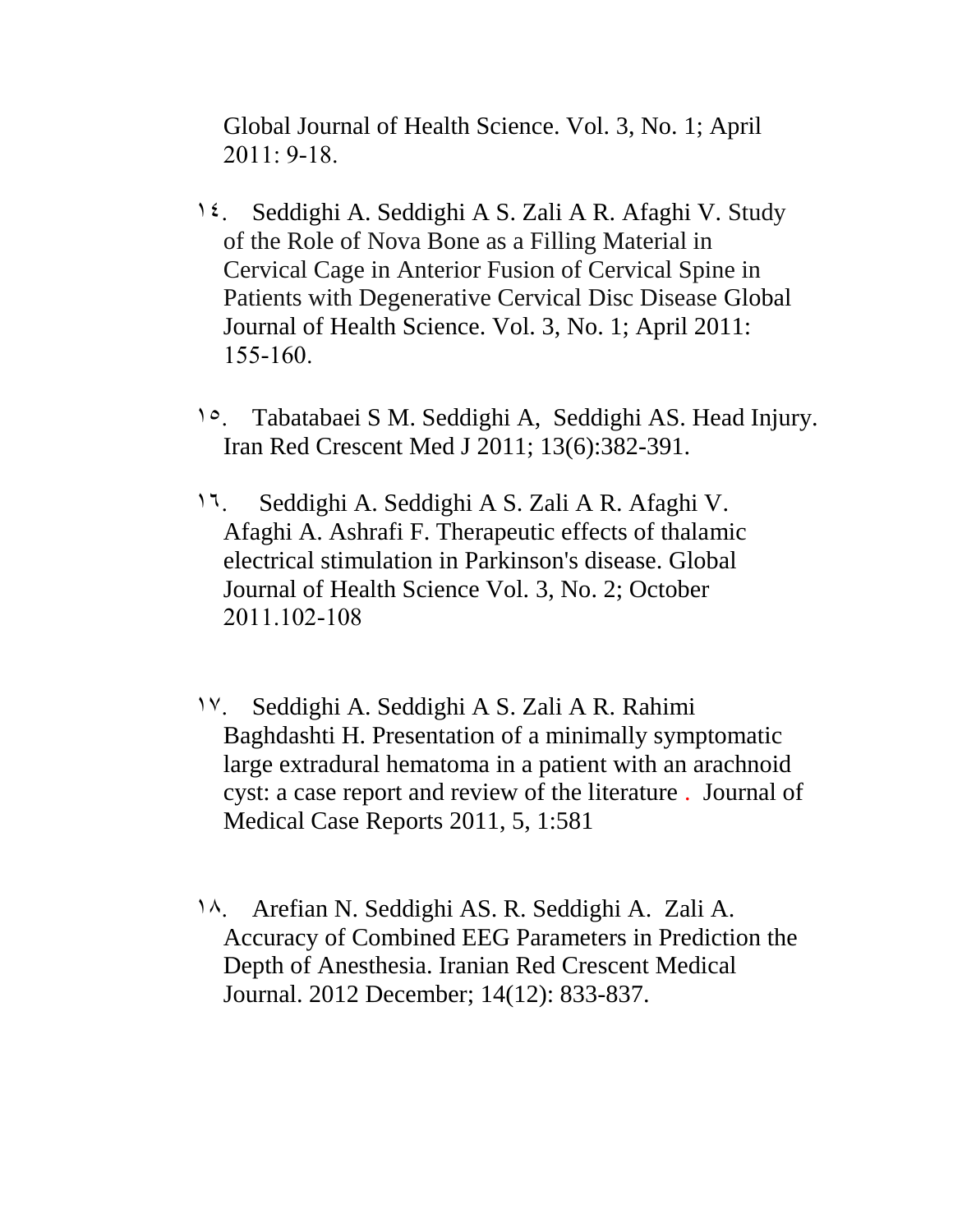Global Journal of Health Science. Vol. 3, No. 1; April 2011: 9-18.

١٤. Seddighi A. Seddighi A S. Zali A R. Afaghi V. Study of the Role of Nova Bone as a Filling Material in Cervical Cage in Anterior Fusion of Cervical Spine in Patients with Degenerative Cervical Disc Disease Global Journal of Health Science. Vol. 3, No. 1; April 2011: 155-160.

١٥. Tabatabaei S M. Seddighi A, Seddighi AS. Head Injury. Iran Red Crescent Med J 2011; 13(6):382-391.

١٦. Seddighi A. Seddighi A S. Zali A R. Afaghi V. Afaghi A. Ashrafi F. Therapeutic effects of thalamic electrical stimulation in Parkinson's disease. Global Journal of Health Science Vol. 3, No. 2; October 2011.102-108

١٧. Seddighi A. Seddighi A S. Zali A R. Rahimi Baghdashti H. Presentation of a minimally symptomatic large extradural hematoma in a patient with an arachnoid cyst: a case report and review of the literature . Journal of Medical Case Reports 2011, 5, 1:581

١٨. Arefian N. Seddighi AS. R. Seddighi A. Zali A. Accuracy of Combined EEG Parameters in Prediction the Depth of Anesthesia. Iranian Red Crescent Medical Journal. 2012 December; 14(12): 833-837.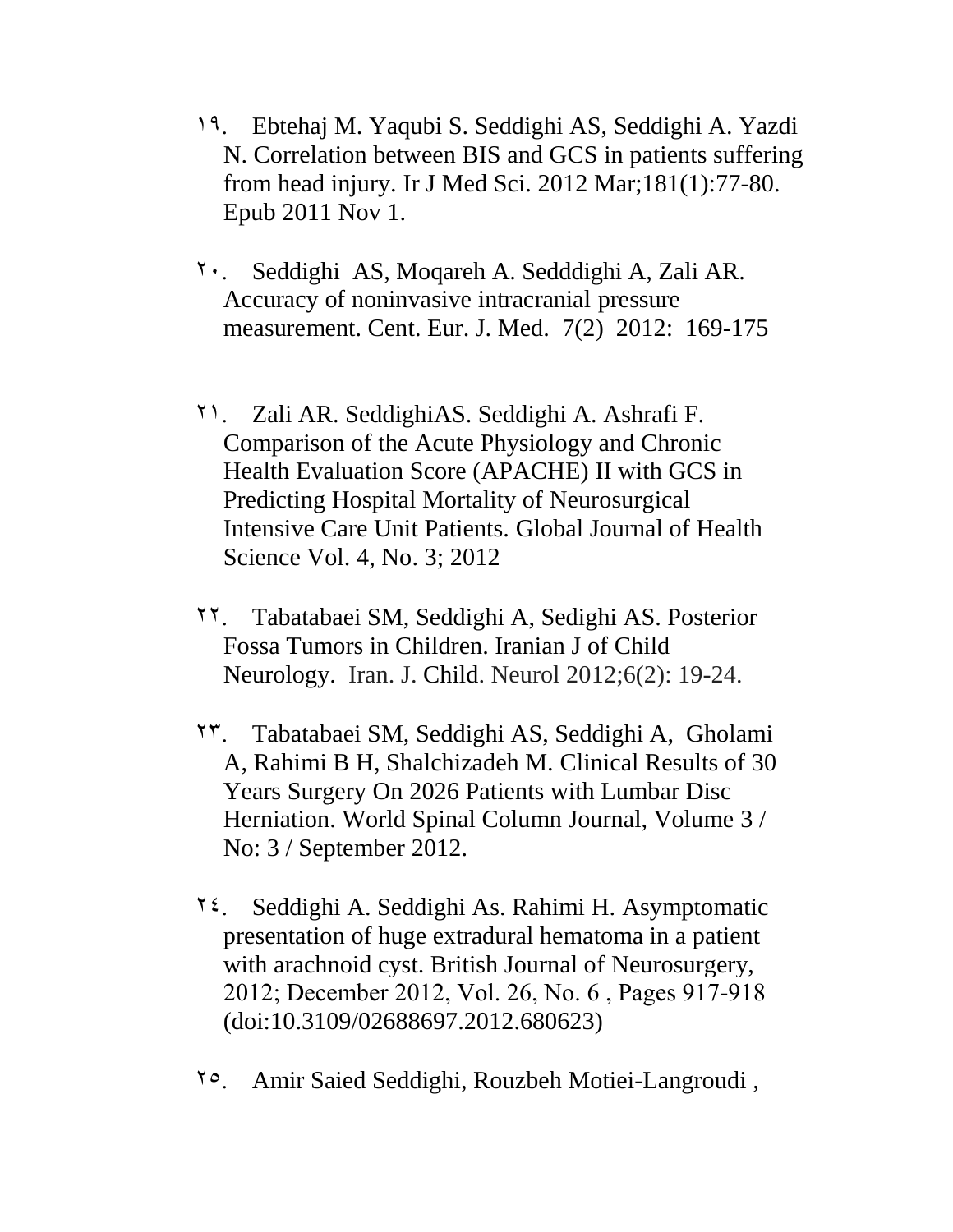١٩. Ebtehaj M. Yaqubi S. Seddighi AS, Seddighi A. Yazdi N. Correlation between BIS and GCS in patients suffering from head injury. Ir J Med Sci. 2012 Mar;181(1):77-80. Epub 2011 Nov 1.

٢٠. Seddighi AS, Moqareh A. Sedddighi A, Zali AR. Accuracy of noninvasive intracranial pressure measurement. Cent. Eur. J. Med. 7(2) 2012: 169-175

٢١. Zali AR. SeddighiAS. Seddighi A. Ashrafi F. Comparison of the Acute Physiology and Chronic Health Evaluation Score (APACHE) II with GCS in Predicting Hospital Mortality of Neurosurgical Intensive Care Unit Patients. Global Journal of Health Science Vol. 4, No. 3; 2012

٢٢. Tabatabaei SM, Seddighi A, Sedighi AS. Posterior Fossa Tumors in Children. Iranian J of Child Neurology. Iran. J. Child. Neurol 2012;6(2): 19-24.

٢٣. Tabatabaei SM, Seddighi AS, Seddighi A, Gholami A, Rahimi B H, Shalchizadeh M. Clinical Results of 30 Years Surgery On 2026 Patients with Lumbar Disc Herniation. World Spinal Column Journal, Volume 3 / No: 3 / September 2012.

٢٤. Seddighi A. Seddighi As. Rahimi H. Asymptomatic presentation of huge extradural hematoma in a patient with arachnoid cyst. British Journal of Neurosurgery, 2012; December 2012, Vol. 26, No. 6 , Pages 917-918 (doi:10.3109/02688697.2012.680623)

٢٥. Amir Saied Seddighi, Rouzbeh Motiei-Langroudi ,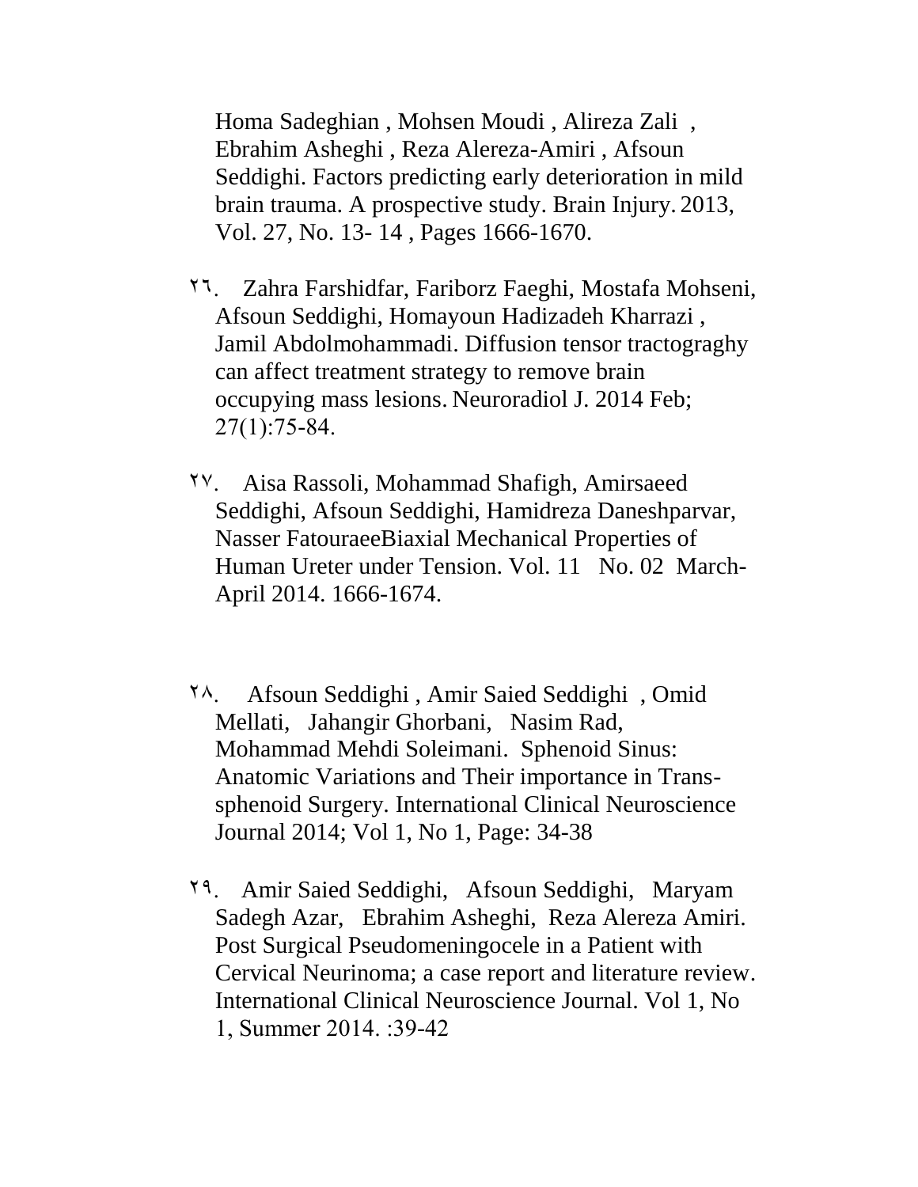Homa Sadeghian , Mohsen Moudi , Alireza Zali , Ebrahim Asheghi , Reza Alereza-Amiri , Afsoun Seddighi. Factors predicting early deterioration in mild brain trauma. A prospective study. Brain Injury. 2013, Vol. 27, No. 13- 14 , Pages 1666-1670.

٢٦. Zahra Farshidfar, Fariborz Faeghi, Mostafa Mohseni, Afsoun Seddighi, Homayoun Hadizadeh Kharrazi , Jamil Abdolmohammadi. Diffusion tensor tractograghy can affect treatment strategy to remove brain occupying mass lesions. Neuroradiol J. 2014 Feb; 27(1):75-84.

٢٧. Aisa Rassoli, Mohammad Shafigh, Amirsaeed Seddighi, Afsoun Seddighi, Hamidreza Daneshparvar, Nasser FatouraeeBiaxial Mechanical Properties of Human Ureter under Tension. Vol. 11 No. 02 March-April 2014. 1666-1674.

٢٨. Afsoun Seddighi , Amir Saied Seddighi , Omid Mellati, Jahangir Ghorbani, Nasim Rad, Mohammad Mehdi Soleimani. Sphenoid Sinus: Anatomic Variations and Their importance in Trans-sphenoid Surgery. International Clinical Neuroscience Journal 2014; Vol 1, No 1, Page: 34-38

٢٩. Amir Saied Seddighi, Afsoun Seddighi, Maryam Sadegh Azar, Ebrahim Asheghi, Reza Alereza Amiri. Post Surgical Pseudomeningocele in a Patient with Cervical Neurinoma; a case report and literature review. International Clinical Neuroscience Journal. Vol 1, No 1, Summer 2014. :39-42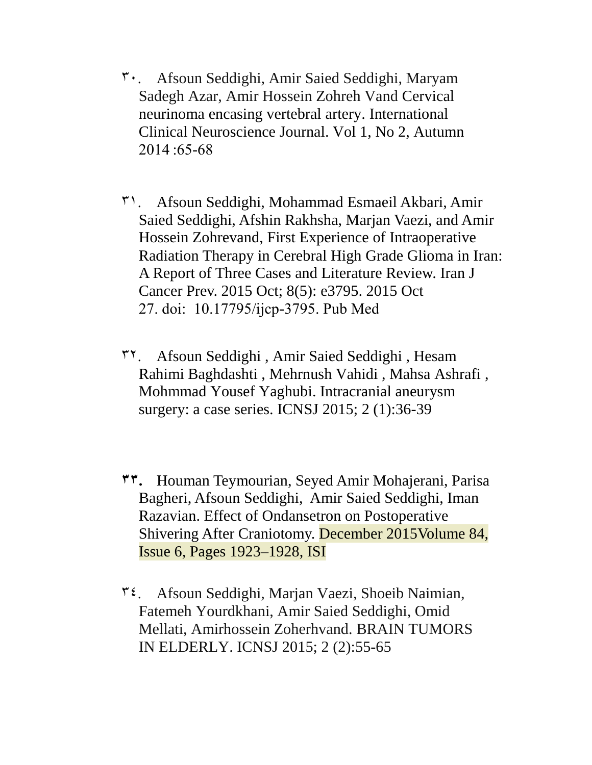٣٠. Afsoun Seddighi, Amir Saied Seddighi, Maryam Sadegh Azar, Amir Hossein Zohreh Vand Cervical neurinoma encasing vertebral artery. International Clinical Neuroscience Journal. Vol 1, No 2, Autumn 2014 :65-68

٣١. Afsoun Seddighi, Mohammad Esmaeil Akbari, Amir Saied Seddighi, Afshin Rakhsha, Marjan Vaezi, and Amir Hossein Zohrevand, First Experience of Intraoperative Radiation Therapy in Cerebral High Grade Glioma in Iran: A Report of Three Cases and Literature Review. Iran J Cancer Prev. 2015 Oct; 8(5): e3795. 2015 Oct 27. doi: 10.17795/ijcp-3795. Pub Med

٣٢. Afsoun Seddighi , Amir Saied Seddighi , Hesam Rahimi Baghdashti , Mehrnush Vahidi , Mahsa Ashrafi , Mohmmad Yousef Yaghubi. Intracranial aneurysm surgery: a case series. ICNSJ 2015; 2 (1):36-39

**٣٣.** Houman Teymourian, Seyed Amir Mohajerani, Parisa Bagheri, Afsoun Seddighi, Amir Saied Seddighi, Iman Razavian. Effect of Ondansetron on Postoperative Shivering After Craniotomy. December 2015Volume 84, Issue 6, Pages 1923–1928, ISI

٣٤. Afsoun Seddighi, Marjan Vaezi, Shoeib Naimian, Fatemeh Yourdkhani, Amir Saied Seddighi, Omid Mellati, Amirhossein Zoherhvand. BRAIN TUMORS IN ELDERLY. ICNSJ 2015; 2 (2):55-65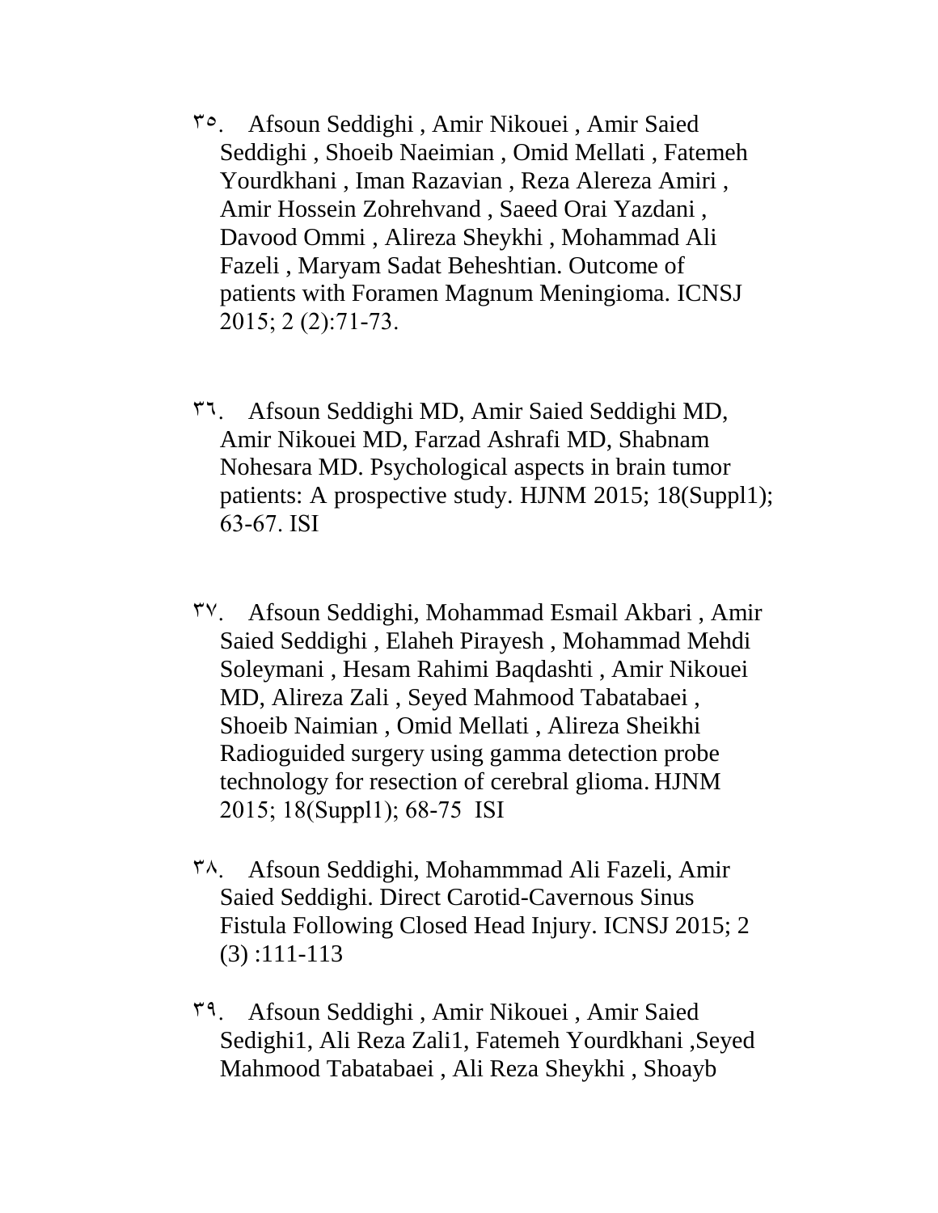۳۵. Afsoun Seddighi , Amir Nikouei , Amir Saied Seddighi , Shoeib Naeimian , Omid Mellati , Fatemeh Yourdkhani , Iman Razavian , Reza Alereza Amiri , Amir Hossein Zohrehvand , Saeed Orai Yazdani , Davood Ommi , Alireza Sheykhi , Mohammad Ali Fazeli , Maryam Sadat Beheshtian. Outcome of patients with Foramen Magnum Meningioma. ICNSJ 2015; 2 (2):71-73.

۳٦. Afsoun Seddighi MD, Amir Saied Seddighi MD, Amir Nikouei MD, Farzad Ashrafi MD, Shabnam Nohesara MD. Psychological aspects in brain tumor patients: A prospective study. HJNM 2015; 18(Suppl1); 63-67. ISI

۳۷. Afsoun Seddighi, Mohammad Esmail Akbari , Amir Saied Seddighi , Elaheh Pirayesh , Mohammad Mehdi Soleymani , Hesam Rahimi Baqdashti , Amir Nikouei MD, Alireza Zali , Seyed Mahmood Tabatabaei , Shoeib Naimian , Omid Mellati , Alireza Sheikhi Radioguided surgery using gamma detection probe technology for resection of cerebral glioma. HJNM 2015; 18(Suppl1); 68-75 ISI

۳۸. Afsoun Seddighi, Mohammmad Ali Fazeli, Amir Saied Seddighi. Direct Carotid-Cavernous Sinus Fistula Following Closed Head Injury. ICNSJ 2015; 2 (3) :111-113

۳۹. Afsoun Seddighi , Amir Nikouei , Amir Saied Sedighi1, Ali Reza Zali1, Fatemeh Yourdkhani ,Seyed Mahmood Tabatabaei , Ali Reza Sheykhi , Shoayb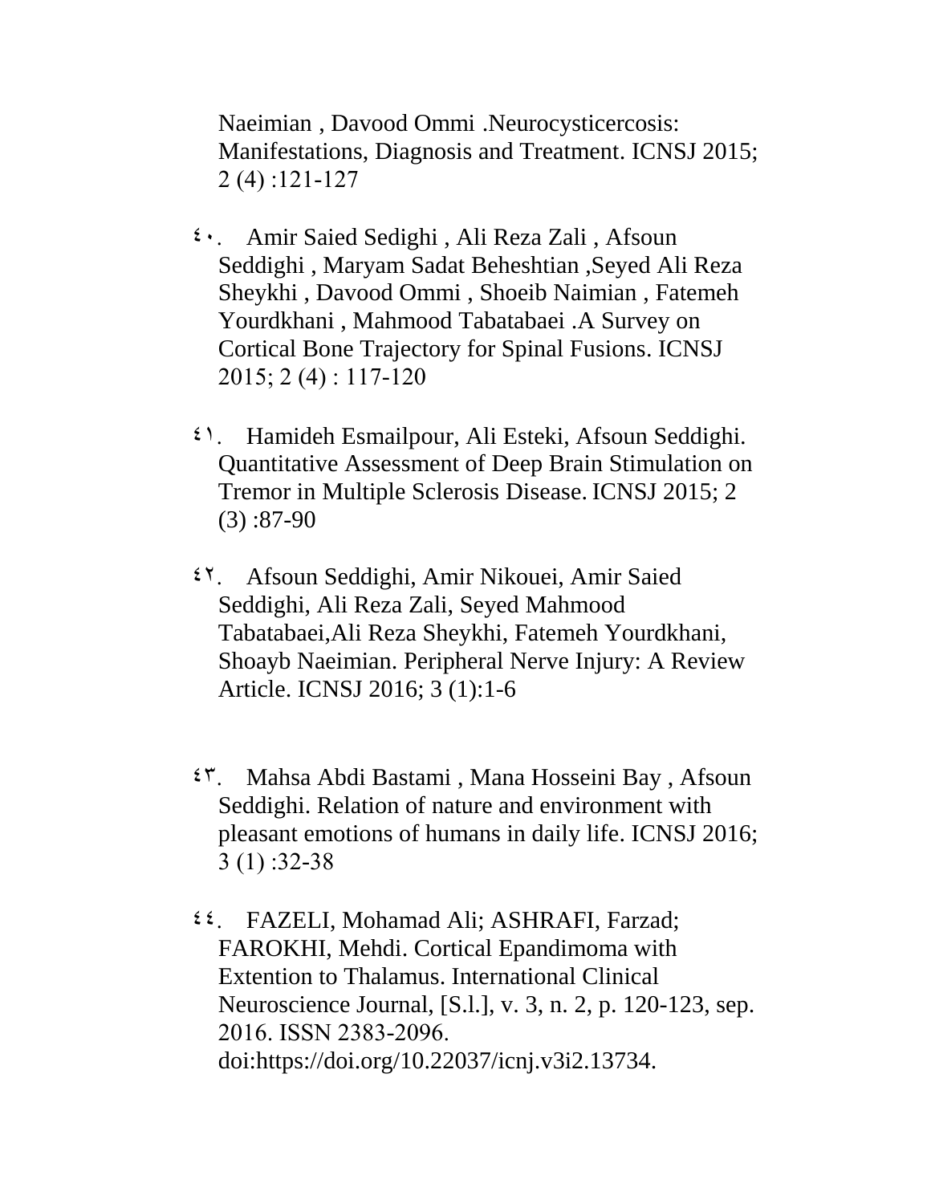Naeimian , Davood Ommi .Neurocysticercosis: Manifestations, Diagnosis and Treatment. ICNSJ 2015; 2 (4) :121-127

٤٠. Amir Saied Sedighi , Ali Reza Zali , Afsoun Seddighi , Maryam Sadat Beheshtian ,Seyed Ali Reza Sheykhi , Davood Ommi , Shoeib Naimian , Fatemeh Yourdkhani , Mahmood Tabatabaei .A Survey on Cortical Bone Trajectory for Spinal Fusions. ICNSJ 2015; 2 (4) : 117-120

٤١. Hamideh Esmailpour, Ali Esteki, Afsoun Seddighi. Quantitative Assessment of Deep Brain Stimulation on Tremor in Multiple Sclerosis Disease. ICNSJ 2015; 2 (3) :87-90

٤٢. Afsoun Seddighi, Amir Nikouei, Amir Saied Seddighi, Ali Reza Zali, Seyed Mahmood Tabatabaei,Ali Reza Sheykhi, Fatemeh Yourdkhani, Shoayb Naeimian. Peripheral Nerve Injury: A Review Article. ICNSJ 2016; 3 (1):1-6

٤٣. Mahsa Abdi Bastami , Mana Hosseini Bay , Afsoun Seddighi. Relation of nature and environment with pleasant emotions of humans in daily life. ICNSJ 2016; 3 (1) :32-38

٤٤. FAZELI, Mohamad Ali; ASHRAFI, Farzad; FAROKHI, Mehdi. Cortical Epandimoma with Extention to Thalamus. International Clinical Neuroscience Journal, [S.l.], v. 3, n. 2, p. 120-123, sep. 2016. ISSN 2383-2096. doi:https://doi.org/10.22037/icnj.v3i2.13734.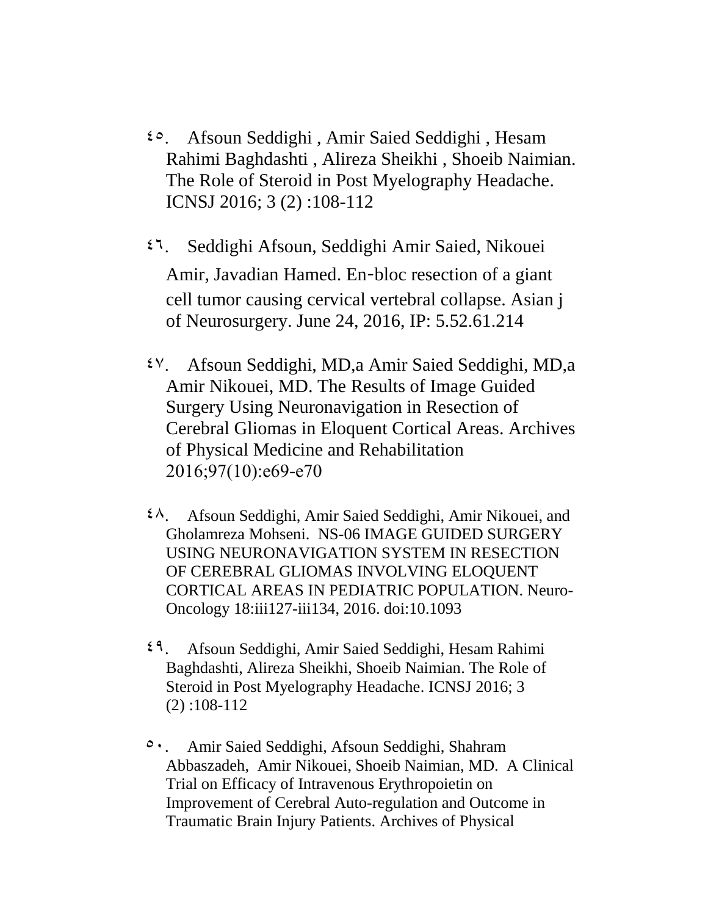٤٥. Afsoun Seddighi , Amir Saied Seddighi , Hesam Rahimi Baghdashti , Alireza Sheikhi , Shoeib Naimian. The Role of Steroid in Post Myelography Headache. ICNSJ 2016; 3 (2) :108-112

٤٦. Seddighi Afsoun, Seddighi Amir Saied, Nikouei Amir, Javadian Hamed. En-bloc resection of a giant cell tumor causing cervical vertebral collapse. Asian j of Neurosurgery. June 24, 2016, IP: 5.52.61.214

٤٧. Afsoun Seddighi, MD,a Amir Saied Seddighi, MD,a Amir Nikouei, MD. The Results of Image Guided Surgery Using Neuronavigation in Resection of Cerebral Gliomas in Eloquent Cortical Areas. Archives of Physical Medicine and Rehabilitation 2016;97(10):e69-e70

٤٨. Afsoun Seddighi, Amir Saied Seddighi, Amir Nikouei, and Gholamreza Mohseni. NS-06 IMAGE GUIDED SURGERY USING NEURONAVIGATION SYSTEM IN RESECTION OF CEREBRAL GLIOMAS INVOLVING ELOQUENT CORTICAL AREAS IN PEDIATRIC POPULATION. Neuro-Oncology 18:iii127-iii134, 2016. doi:10.1093

٤٩. Afsoun Seddighi, Amir Saied Seddighi, Hesam Rahimi Baghdashti, Alireza Sheikhi, Shoeib Naimian. The Role of Steroid in Post Myelography Headache. ICNSJ 2016; 3 (2) :108-112

٥٠. Amir Saied Seddighi, Afsoun Seddighi, Shahram Abbaszadeh, Amir Nikouei, Shoeib Naimian, MD. A Clinical Trial on Efficacy of Intravenous Erythropoietin on Improvement of Cerebral Auto-regulation and Outcome in Traumatic Brain Injury Patients. Archives of Physical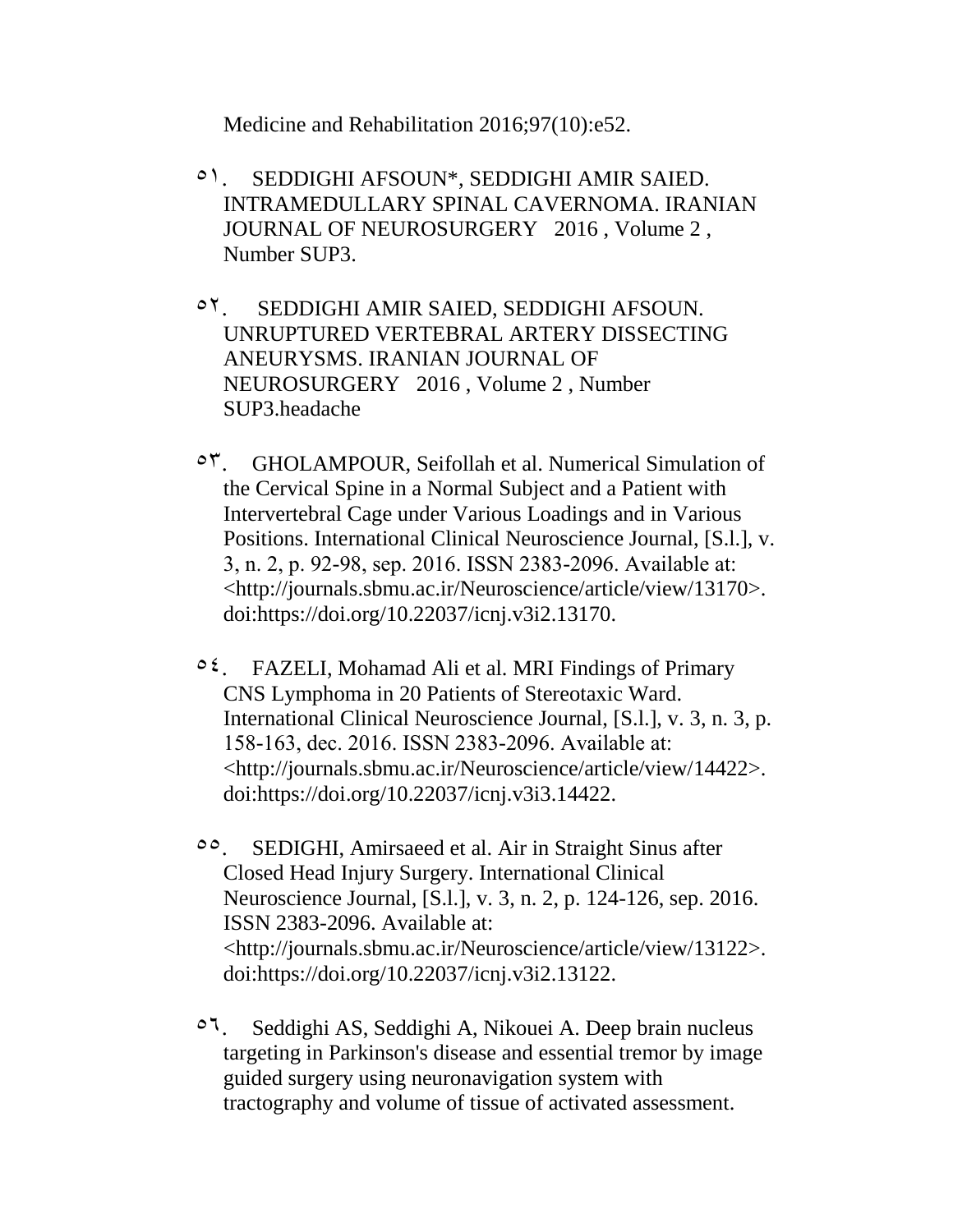Medicine and Rehabilitation 2016;97(10):e52.

٥١. SEDDIGHI AFSOUN*, SEDDIGHI AMIR SAIED. INTRAMEDULLARY SPINAL CAVERNOMA. IRANIAN JOURNAL OF NEUROSURGERY 2016 , Volume 2 , Number SUP3.

٥٢. SEDDIGHI AMIR SAIED, SEDDIGHI AFSOUN. UNRUPTURED VERTEBRAL ARTERY DISSECTING ANEURYSMS. IRANIAN JOURNAL OF NEUROSURGERY 2016 , Volume 2 , Number SUP3.headache

٥٣. GHOLAMPOUR, Seifollah et al. Numerical Simulation of the Cervical Spine in a Normal Subject and a Patient with Intervertebral Cage under Various Loadings and in Various Positions. International Clinical Neuroscience Journal, [S.l.], v. 3, n. 2, p. 92-98, sep. 2016. ISSN 2383-2096. Available at: <http://journals.sbmu.ac.ir/Neuroscience/article/view/13170>. doi:https://doi.org/10.22037/icnj.v3i2.13170.

٥٤. FAZELI, Mohamad Ali et al. MRI Findings of Primary CNS Lymphoma in 20 Patients of Stereotaxic Ward. International Clinical Neuroscience Journal, [S.l.], v. 3, n. 3, p. 158-163, dec. 2016. ISSN 2383-2096. Available at: <http://journals.sbmu.ac.ir/Neuroscience/article/view/14422>. doi:https://doi.org/10.22037/icnj.v3i3.14422.

٥٥. SEDIGHI, Amirsaeed et al. Air in Straight Sinus after Closed Head Injury Surgery. International Clinical Neuroscience Journal, [S.l.], v. 3, n. 2, p. 124-126, sep. 2016. ISSN 2383-2096. Available at: <http://journals.sbmu.ac.ir/Neuroscience/article/view/13122>. doi:https://doi.org/10.22037/icnj.v3i2.13122.

٥٦. Seddighi AS, Seddighi A, Nikouei A. Deep brain nucleus targeting in Parkinson's disease and essential tremor by image guided surgery using neuronavigation system with tractography and volume of tissue of activated assessment.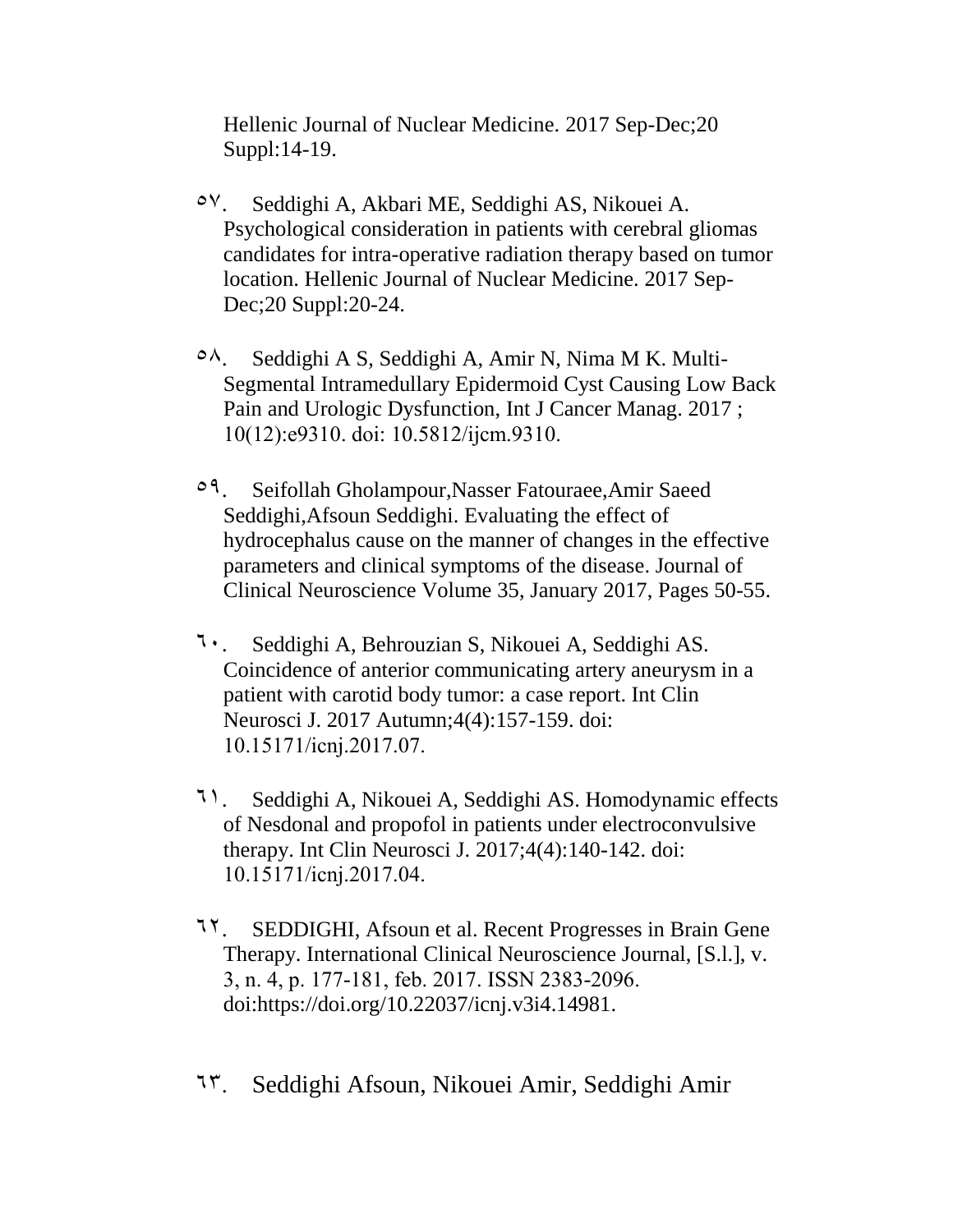Hellenic Journal of Nuclear Medicine. 2017 Sep-Dec;20 Suppl:14-19.

٥٧. Seddighi A, Akbari ME, Seddighi AS, Nikouei A. Psychological consideration in patients with cerebral gliomas candidates for intra-operative radiation therapy based on tumor location. Hellenic Journal of Nuclear Medicine. 2017 Sep-Dec;20 Suppl:20-24.

٥٨. Seddighi A S, Seddighi A, Amir N, Nima M K. Multi-Segmental Intramedullary Epidermoid Cyst Causing Low Back Pain and Urologic Dysfunction, Int J Cancer Manag. 2017 ; 10(12):e9310. doi: 10.5812/ijcm.9310.

٥٩. Seifollah Gholampour,Nasser Fatouraee,Amir Saeed Seddighi,Afsoun Seddighi. Evaluating the effect of hydrocephalus cause on the manner of changes in the effective parameters and clinical symptoms of the disease. Journal of Clinical Neuroscience Volume 35, January 2017, Pages 50-55.

٦٠. Seddighi A, Behrouzian S, Nikouei A, Seddighi AS. Coincidence of anterior communicating artery aneurysm in a patient with carotid body tumor: a case report. Int Clin Neurosci J. 2017 Autumn;4(4):157-159. doi: 10.15171/icnj.2017.07.

٦١. Seddighi A, Nikouei A, Seddighi AS. Homodynamic effects of Nesdonal and propofol in patients under electroconvulsive therapy. Int Clin Neurosci J. 2017;4(4):140-142. doi: 10.15171/icnj.2017.04.

٦٢. SEDDIGHI, Afsoun et al. Recent Progresses in Brain Gene Therapy. International Clinical Neuroscience Journal, [S.l.], v. 3, n. 4, p. 177-181, feb. 2017. ISSN 2383-2096. doi:https://doi.org/10.22037/icnj.v3i4.14981.

٦٣. Seddighi Afsoun, Nikouei Amir, Seddighi Amir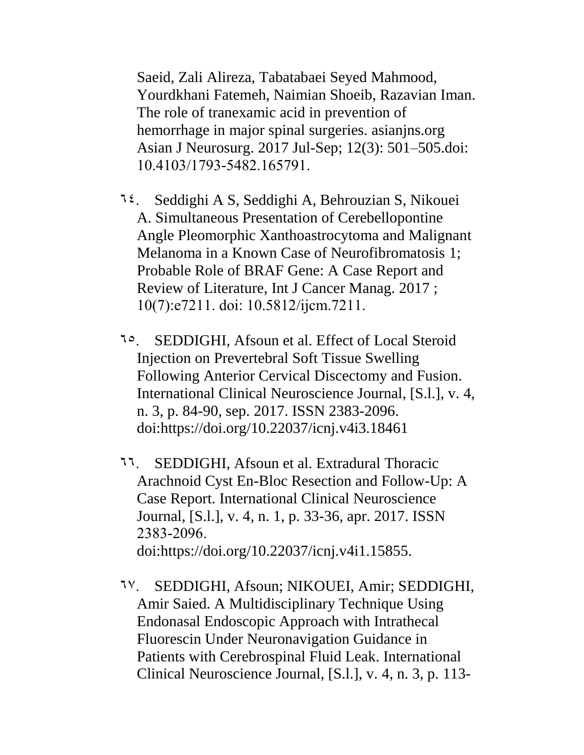Saeid, Zali Alireza, Tabatabaei Seyed Mahmood, Yourdkhani Fatemeh, Naimian Shoeib, Razavian Iman. The role of tranexamic acid in prevention of hemorrhage in major spinal surgeries. asianjns.org Asian J Neurosurg. 2017 Jul-Sep; 12(3): 501–505.doi: 10.4103/1793-5482.165791.

٦٤. Seddighi A S, Seddighi A, Behrouzian S, Nikouei A. Simultaneous Presentation of Cerebellopontine Angle Pleomorphic Xanthoastrocytoma and Malignant Melanoma in a Known Case of Neurofibromatosis 1; Probable Role of BRAF Gene: A Case Report and Review of Literature, Int J Cancer Manag. 2017 ; 10(7):e7211. doi: 10.5812/ijcm.7211.

٦٥. SEDDIGHI, Afsoun et al. Effect of Local Steroid Injection on Prevertebral Soft Tissue Swelling Following Anterior Cervical Discectomy and Fusion. International Clinical Neuroscience Journal, [S.l.], v. 4, n. 3, p. 84-90, sep. 2017. ISSN 2383-2096. doi:https://doi.org/10.22037/icnj.v4i3.18461

٦٦. SEDDIGHI, Afsoun et al. Extradural Thoracic Arachnoid Cyst En-Bloc Resection and Follow-Up: A Case Report. International Clinical Neuroscience Journal, [S.l.], v. 4, n. 1, p. 33-36, apr. 2017. ISSN 2383-2096. doi:https://doi.org/10.22037/icnj.v4i1.15855.

٦٧. SEDDIGHI, Afsoun; NIKOUEI, Amir; SEDDIGHI, Amir Saied. A Multidisciplinary Technique Using Endonasal Endoscopic Approach with Intrathecal Fluorescin Under Neuronavigation Guidance in Patients with Cerebrospinal Fluid Leak. International Clinical Neuroscience Journal, [S.l.], v. 4, n. 3, p. 113-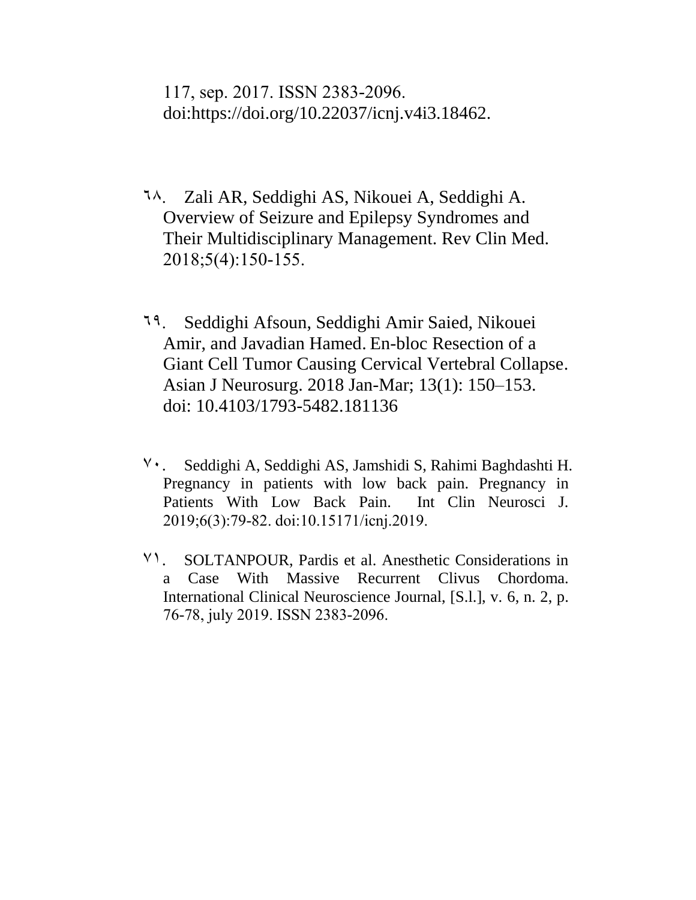117, sep. 2017. ISSN 2383-2096. doi:https://doi.org/10.22037/icnj.v4i3.18462.

٦٨. Zali AR, Seddighi AS, Nikouei A, Seddighi A. Overview of Seizure and Epilepsy Syndromes and Their Multidisciplinary Management. Rev Clin Med. 2018;5(4):150-155.

٦٩. Seddighi Afsoun, Seddighi Amir Saied, Nikouei Amir, and Javadian Hamed. En-bloc Resection of a Giant Cell Tumor Causing Cervical Vertebral Collapse. Asian J Neurosurg. 2018 Jan-Mar; 13(1): 150–153. doi: 10.4103/1793-5482.181136

٧٠. Seddighi A, Seddighi AS, Jamshidi S, Rahimi Baghdashti H. Pregnancy in patients with low back pain. Pregnancy in Patients With Low Back Pain. Int Clin Neurosci J. 2019;6(3):79-82. doi:10.15171/icnj.2019.

٧١. SOLTANPOUR, Pardis et al. Anesthetic Considerations in a Case With Massive Recurrent Clivus Chordoma. International Clinical Neuroscience Journal, [S.l.], v. 6, n. 2, p. 76-78, july 2019. ISSN 2383-2096.